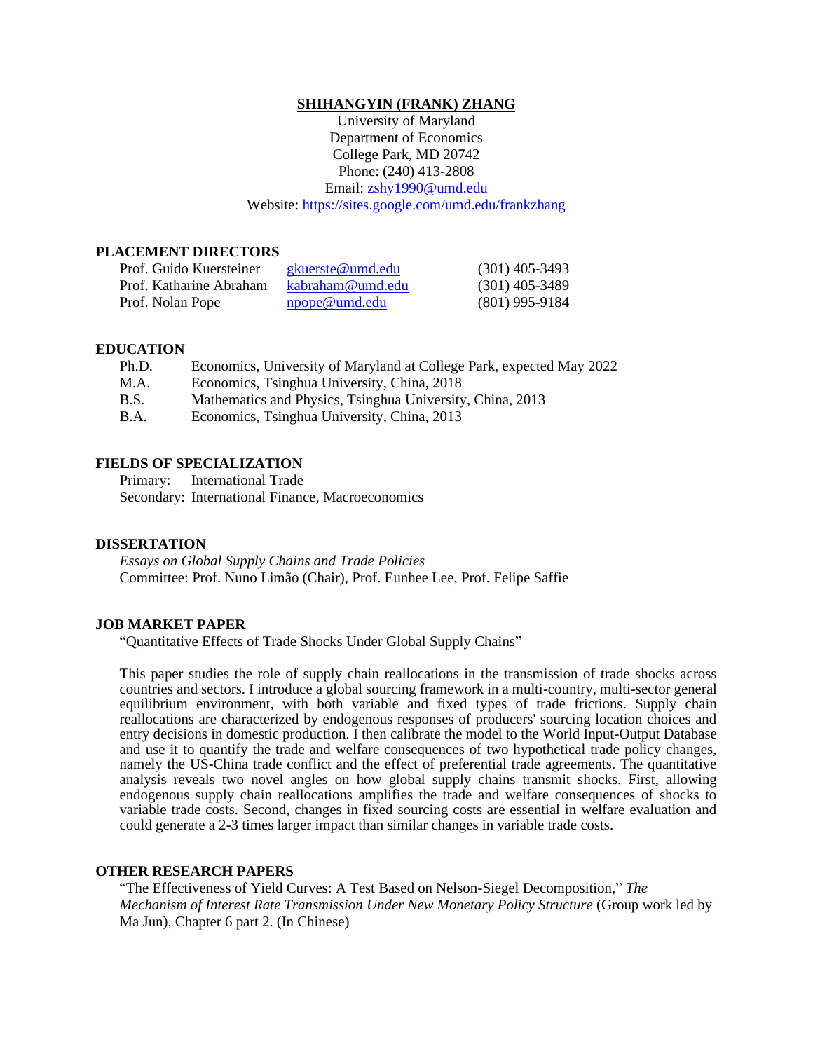# SHIHANGYIN (FRANK) ZHANG

University of Maryland
Department of Economics
College Park, MD 20742
Phone: (240) 413-2808
Email: zshy1990@umd.edu
Website: https://sites.google.com/umd.edu/frankzhang

## PLACEMENT DIRECTORS

| | | |
|---|---|---|
| Prof. Guido Kuersteiner | gkuerste@umd.edu | (301) 405-3493 |
| Prof. Katharine Abraham | kabraham@umd.edu | (301) 405-3489 |
| Prof. Nolan Pope | npope@umd.edu | (801) 995-9184 |

## EDUCATION

| | |
|---|---|
| Ph.D. | Economics, University of Maryland at College Park, expected May 2022 |
| M.A. | Economics, Tsinghua University, China, 2018 |
| B.S. | Mathematics and Physics, Tsinghua University, China, 2013 |
| B.A. | Economics, Tsinghua University, China, 2013 |

## FIELDS OF SPECIALIZATION

Primary: International Trade
Secondary: International Finance, Macroeconomics

## DISSERTATION

*Essays on Global Supply Chains and Trade Policies*
Committee: Prof. Nuno Limão (Chair), Prof. Eunhee Lee, Prof. Felipe Saffie

## JOB MARKET PAPER

"Quantitative Effects of Trade Shocks Under Global Supply Chains"

This paper studies the role of supply chain reallocations in the transmission of trade shocks across countries and sectors. I introduce a global sourcing framework in a multi-country, multi-sector general equilibrium environment, with both variable and fixed types of trade frictions. Supply chain reallocations are characterized by endogenous responses of producers' sourcing location choices and entry decisions in domestic production. I then calibrate the model to the World Input-Output Database and use it to quantify the trade and welfare consequences of two hypothetical trade policy changes, namely the US-China trade conflict and the effect of preferential trade agreements. The quantitative analysis reveals two novel angles on how global supply chains transmit shocks. First, allowing endogenous supply chain reallocations amplifies the trade and welfare consequences of shocks to variable trade costs. Second, changes in fixed sourcing costs are essential in welfare evaluation and could generate a 2-3 times larger impact than similar changes in variable trade costs.

## OTHER RESEARCH PAPERS

"The Effectiveness of Yield Curves: A Test Based on Nelson-Siegel Decomposition," *The Mechanism of Interest Rate Transmission Under New Monetary Policy Structure* (Group work led by Ma Jun), Chapter 6 part 2. (In Chinese)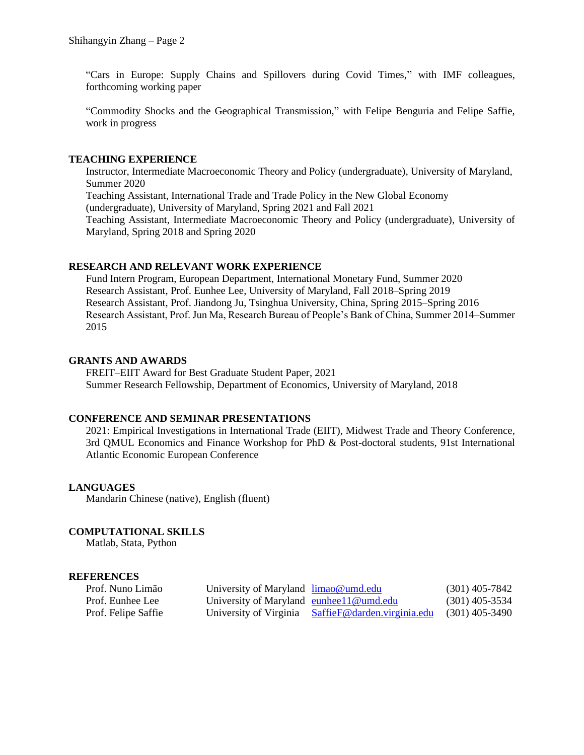"Cars in Europe: Supply Chains and Spillovers during Covid Times," with IMF colleagues, forthcoming working paper

"Commodity Shocks and the Geographical Transmission," with Felipe Benguria and Felipe Saffie, work in progress

## TEACHING EXPERIENCE

Instructor, Intermediate Macroeconomic Theory and Policy (undergraduate), University of Maryland, Summer 2020

Teaching Assistant, International Trade and Trade Policy in the New Global Economy (undergraduate), University of Maryland, Spring 2021 and Fall 2021

Teaching Assistant, Intermediate Macroeconomic Theory and Policy (undergraduate), University of Maryland, Spring 2018 and Spring 2020

## RESEARCH AND RELEVANT WORK EXPERIENCE

Fund Intern Program, European Department, International Monetary Fund, Summer 2020

Research Assistant, Prof. Eunhee Lee, University of Maryland, Fall 2018–Spring 2019

Research Assistant, Prof. Jiandong Ju, Tsinghua University, China, Spring 2015–Spring 2016

Research Assistant, Prof. Jun Ma, Research Bureau of People's Bank of China, Summer 2014–Summer 2015

## GRANTS AND AWARDS

FREIT–EIIT Award for Best Graduate Student Paper, 2021

Summer Research Fellowship, Department of Economics, University of Maryland, 2018

## CONFERENCE AND SEMINAR PRESENTATIONS

2021: Empirical Investigations in International Trade (EIIT), Midwest Trade and Theory Conference, 3rd QMUL Economics and Finance Workshop for PhD & Post-doctoral students, 91st International Atlantic Economic European Conference

## LANGUAGES

Mandarin Chinese (native), English (fluent)

## COMPUTATIONAL SKILLS

Matlab, Stata, Python

## REFERENCES

| | | | |
|---|---|---|---|
| Prof. Nuno Limão | University of Maryland | limao@umd.edu | (301) 405-7842 |
| Prof. Eunhee Lee | University of Maryland | eunhee11@umd.edu | (301) 405-3534 |
| Prof. Felipe Saffie | University of Virginia | SaffieF@darden.virginia.edu | (301) 405-3490 |